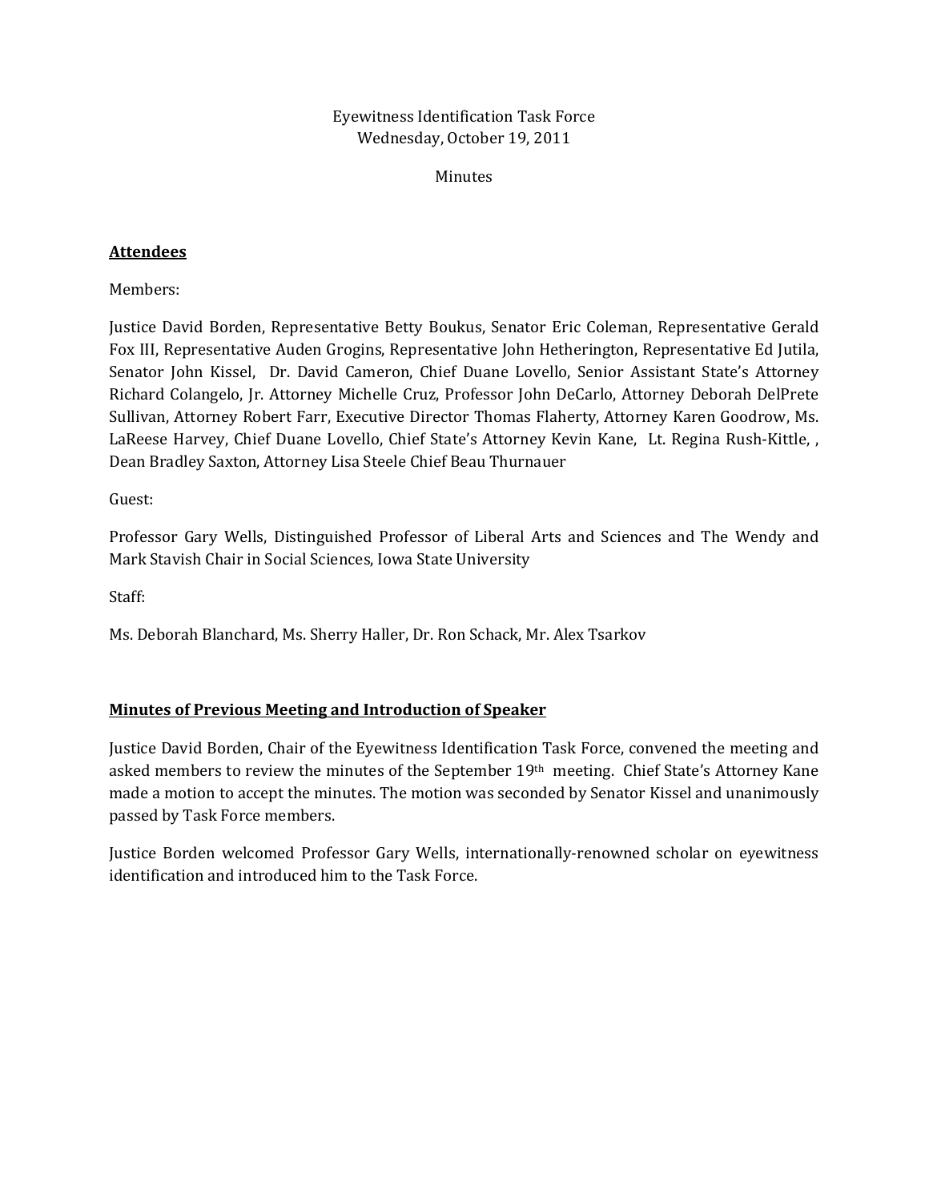Eyewitness Identification Task Force
Wednesday, October 19, 2011

Minutes

**Attendees**

Members:

Justice David Borden, Representative Betty Boukus, Senator Eric Coleman, Representative Gerald Fox III, Representative Auden Grogins, Representative John Hetherington, Representative Ed Jutila, Senator John Kissel, Dr. David Cameron, Chief Duane Lovello, Senior Assistant State's Attorney Richard Colangelo, Jr. Attorney Michelle Cruz, Professor John DeCarlo, Attorney Deborah DelPrete Sullivan, Attorney Robert Farr, Executive Director Thomas Flaherty, Attorney Karen Goodrow, Ms. LaReese Harvey, Chief Duane Lovello, Chief State's Attorney Kevin Kane, Lt. Regina Rush-Kittle, , Dean Bradley Saxton, Attorney Lisa Steele Chief Beau Thurnauer

Guest:

Professor Gary Wells, Distinguished Professor of Liberal Arts and Sciences and The Wendy and Mark Stavish Chair in Social Sciences, Iowa State University

Staff:

Ms. Deborah Blanchard, Ms. Sherry Haller, Dr. Ron Schack, Mr. Alex Tsarkov

**Minutes of Previous Meeting and Introduction of Speaker**

Justice David Borden, Chair of the Eyewitness Identification Task Force, convened the meeting and asked members to review the minutes of the September 19th meeting. Chief State's Attorney Kane made a motion to accept the minutes. The motion was seconded by Senator Kissel and unanimously passed by Task Force members.

Justice Borden welcomed Professor Gary Wells, internationally-renowned scholar on eyewitness identification and introduced him to the Task Force.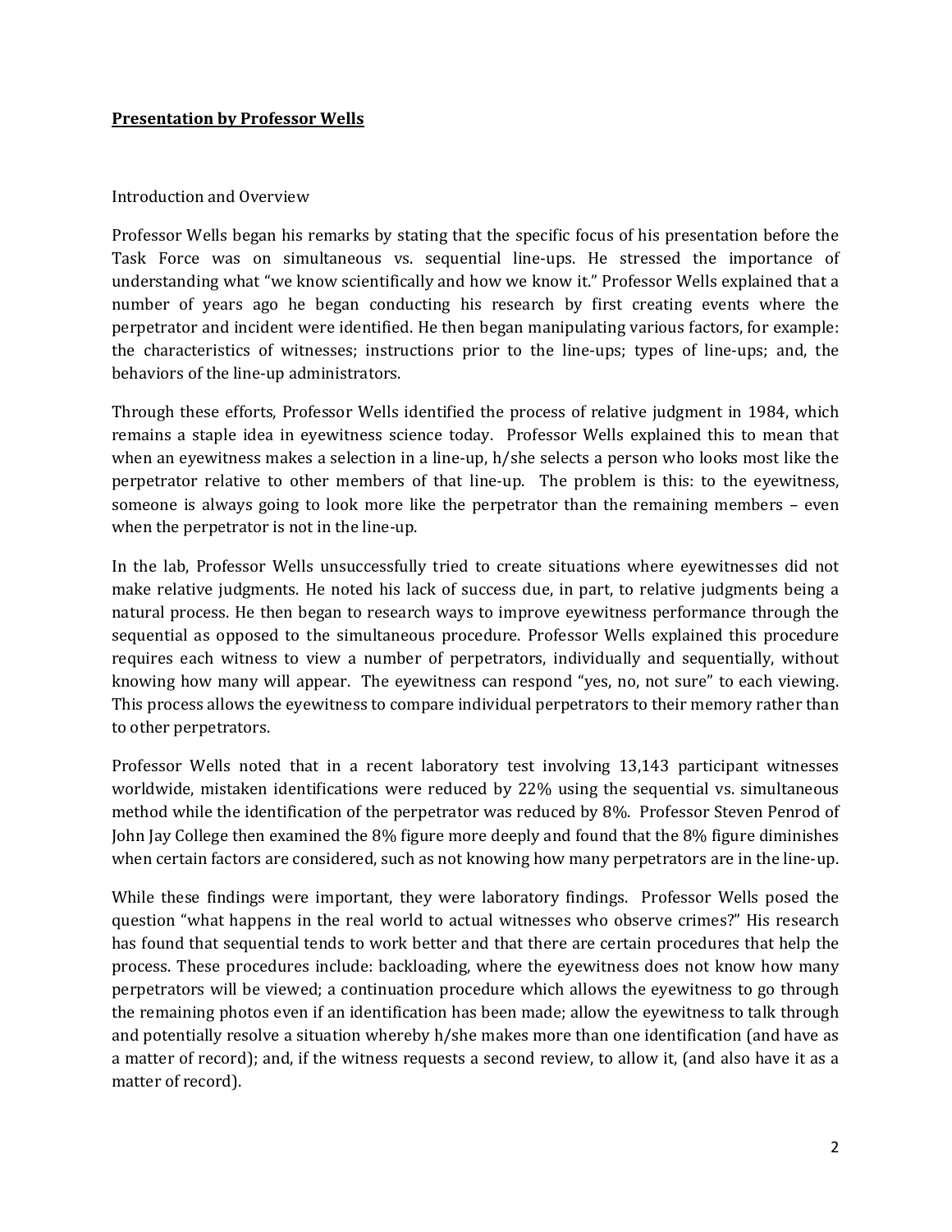**Presentation by Professor Wells**

Introduction and Overview

Professor Wells began his remarks by stating that the specific focus of his presentation before the Task Force was on simultaneous vs. sequential line-ups. He stressed the importance of understanding what "we know scientifically and how we know it." Professor Wells explained that a number of years ago he began conducting his research by first creating events where the perpetrator and incident were identified. He then began manipulating various factors, for example: the characteristics of witnesses; instructions prior to the line-ups; types of line-ups; and, the behaviors of the line-up administrators.

Through these efforts, Professor Wells identified the process of relative judgment in 1984, which remains a staple idea in eyewitness science today. Professor Wells explained this to mean that when an eyewitness makes a selection in a line-up, h/she selects a person who looks most like the perpetrator relative to other members of that line-up. The problem is this: to the eyewitness, someone is always going to look more like the perpetrator than the remaining members – even when the perpetrator is not in the line-up.

In the lab, Professor Wells unsuccessfully tried to create situations where eyewitnesses did not make relative judgments. He noted his lack of success due, in part, to relative judgments being a natural process. He then began to research ways to improve eyewitness performance through the sequential as opposed to the simultaneous procedure. Professor Wells explained this procedure requires each witness to view a number of perpetrators, individually and sequentially, without knowing how many will appear. The eyewitness can respond "yes, no, not sure" to each viewing. This process allows the eyewitness to compare individual perpetrators to their memory rather than to other perpetrators.

Professor Wells noted that in a recent laboratory test involving 13,143 participant witnesses worldwide, mistaken identifications were reduced by 22% using the sequential vs. simultaneous method while the identification of the perpetrator was reduced by 8%. Professor Steven Penrod of John Jay College then examined the 8% figure more deeply and found that the 8% figure diminishes when certain factors are considered, such as not knowing how many perpetrators are in the line-up.

While these findings were important, they were laboratory findings. Professor Wells posed the question "what happens in the real world to actual witnesses who observe crimes?" His research has found that sequential tends to work better and that there are certain procedures that help the process. These procedures include: backloading, where the eyewitness does not know how many perpetrators will be viewed; a continuation procedure which allows the eyewitness to go through the remaining photos even if an identification has been made; allow the eyewitness to talk through and potentially resolve a situation whereby h/she makes more than one identification (and have as a matter of record); and, if the witness requests a second review, to allow it, (and also have it as a matter of record).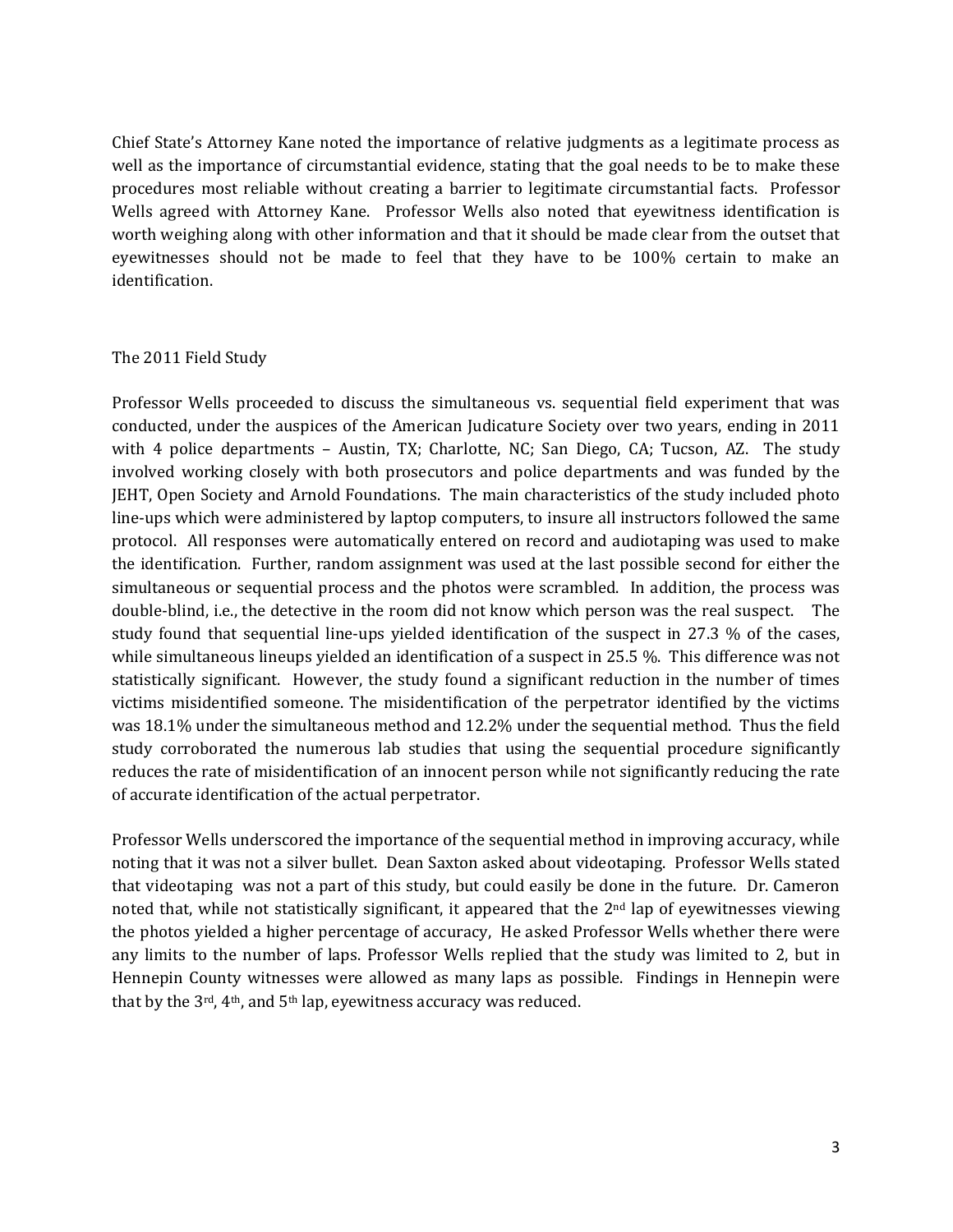Chief State's Attorney Kane noted the importance of relative judgments as a legitimate process as well as the importance of circumstantial evidence, stating that the goal needs to be to make these procedures most reliable without creating a barrier to legitimate circumstantial facts. Professor Wells agreed with Attorney Kane. Professor Wells also noted that eyewitness identification is worth weighing along with other information and that it should be made clear from the outset that eyewitnesses should not be made to feel that they have to be 100% certain to make an identification.

## The 2011 Field Study

Professor Wells proceeded to discuss the simultaneous vs. sequential field experiment that was conducted, under the auspices of the American Judicature Society over two years, ending in 2011 with 4 police departments – Austin, TX; Charlotte, NC; San Diego, CA; Tucson, AZ. The study involved working closely with both prosecutors and police departments and was funded by the JEHT, Open Society and Arnold Foundations. The main characteristics of the study included photo line-ups which were administered by laptop computers, to insure all instructors followed the same protocol. All responses were automatically entered on record and audiotaping was used to make the identification. Further, random assignment was used at the last possible second for either the simultaneous or sequential process and the photos were scrambled. In addition, the process was double-blind, i.e., the detective in the room did not know which person was the real suspect. The study found that sequential line-ups yielded identification of the suspect in 27.3 % of the cases, while simultaneous lineups yielded an identification of a suspect in 25.5 %. This difference was not statistically significant. However, the study found a significant reduction in the number of times victims misidentified someone. The misidentification of the perpetrator identified by the victims was 18.1% under the simultaneous method and 12.2% under the sequential method. Thus the field study corroborated the numerous lab studies that using the sequential procedure significantly reduces the rate of misidentification of an innocent person while not significantly reducing the rate of accurate identification of the actual perpetrator.

Professor Wells underscored the importance of the sequential method in improving accuracy, while noting that it was not a silver bullet. Dean Saxton asked about videotaping. Professor Wells stated that videotaping was not a part of this study, but could easily be done in the future. Dr. Cameron noted that, while not statistically significant, it appeared that the 2nd lap of eyewitnesses viewing the photos yielded a higher percentage of accuracy, He asked Professor Wells whether there were any limits to the number of laps. Professor Wells replied that the study was limited to 2, but in Hennepin County witnesses were allowed as many laps as possible. Findings in Hennepin were that by the 3rd, 4th, and 5th lap, eyewitness accuracy was reduced.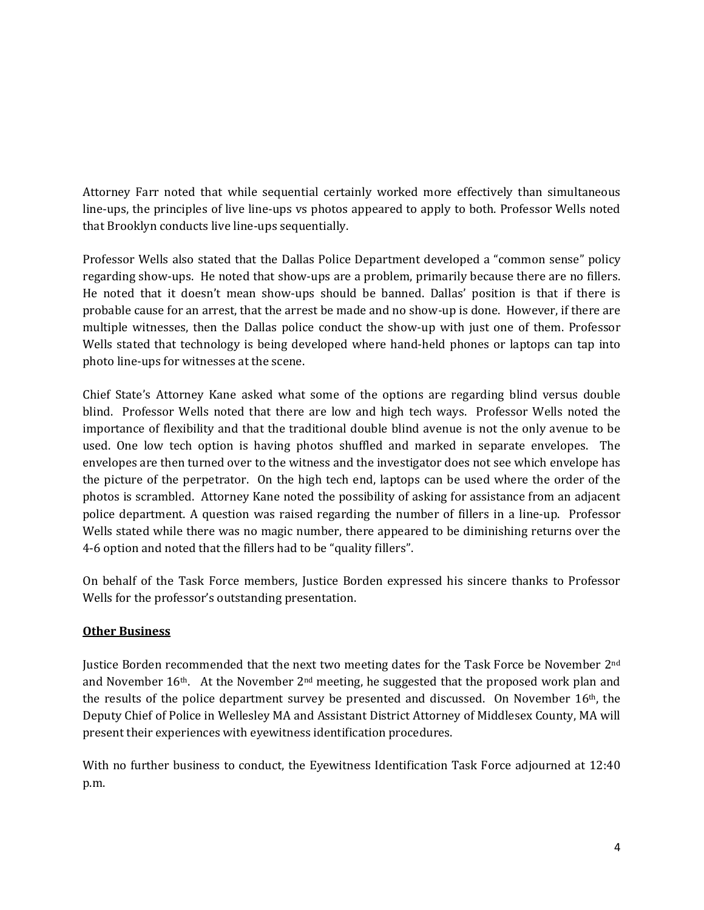Attorney Farr noted that while sequential certainly worked more effectively than simultaneous line-ups, the principles of live line-ups vs photos appeared to apply to both. Professor Wells noted that Brooklyn conducts live line-ups sequentially.

Professor Wells also stated that the Dallas Police Department developed a "common sense" policy regarding show-ups. He noted that show-ups are a problem, primarily because there are no fillers. He noted that it doesn't mean show-ups should be banned. Dallas' position is that if there is probable cause for an arrest, that the arrest be made and no show-up is done. However, if there are multiple witnesses, then the Dallas police conduct the show-up with just one of them. Professor Wells stated that technology is being developed where hand-held phones or laptops can tap into photo line-ups for witnesses at the scene.

Chief State's Attorney Kane asked what some of the options are regarding blind versus double blind. Professor Wells noted that there are low and high tech ways. Professor Wells noted the importance of flexibility and that the traditional double blind avenue is not the only avenue to be used. One low tech option is having photos shuffled and marked in separate envelopes. The envelopes are then turned over to the witness and the investigator does not see which envelope has the picture of the perpetrator. On the high tech end, laptops can be used where the order of the photos is scrambled. Attorney Kane noted the possibility of asking for assistance from an adjacent police department. A question was raised regarding the number of fillers in a line-up. Professor Wells stated while there was no magic number, there appeared to be diminishing returns over the 4-6 option and noted that the fillers had to be "quality fillers".

On behalf of the Task Force members, Justice Borden expressed his sincere thanks to Professor Wells for the professor's outstanding presentation.

**Other Business**

Justice Borden recommended that the next two meeting dates for the Task Force be November 2nd and November 16th. At the November 2nd meeting, he suggested that the proposed work plan and the results of the police department survey be presented and discussed. On November 16th, the Deputy Chief of Police in Wellesley MA and Assistant District Attorney of Middlesex County, MA will present their experiences with eyewitness identification procedures.

With no further business to conduct, the Eyewitness Identification Task Force adjourned at 12:40 p.m.